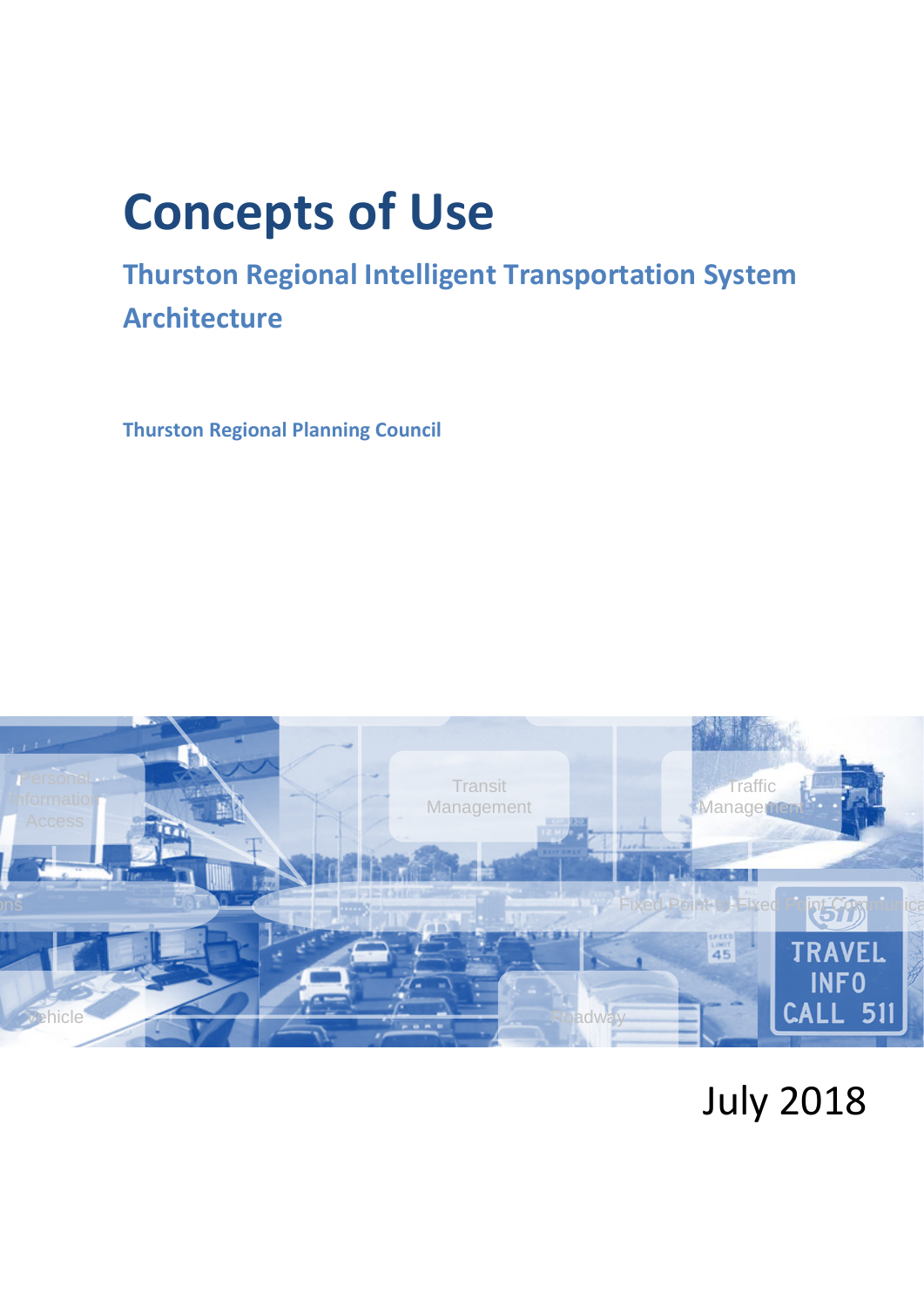# Concepts of Use

## Thurston Regional Intelligent Transportation System Architecture

**Thurston Regional Planning Council**

July 2018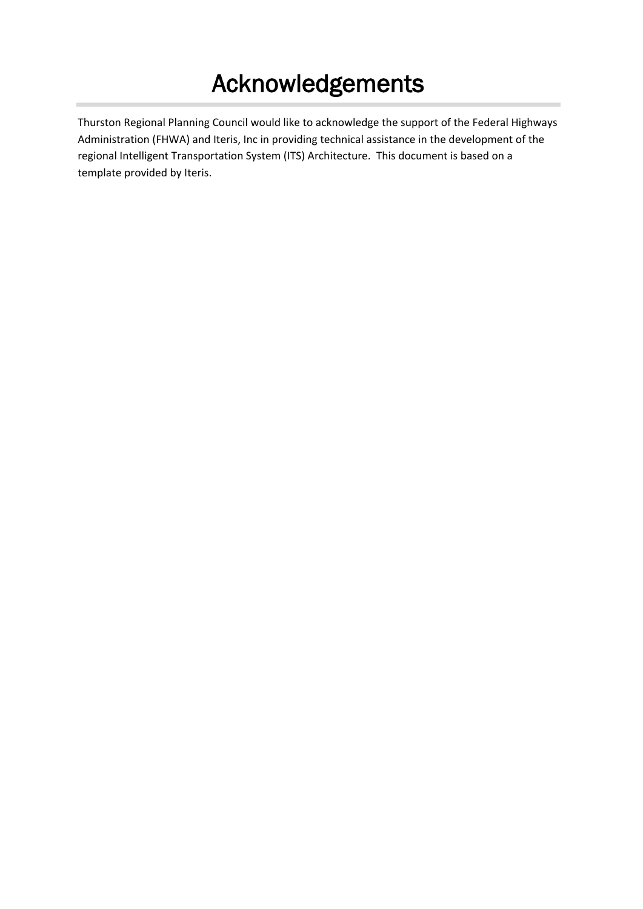# Acknowledgements

Thurston Regional Planning Council would like to acknowledge the support of the Federal Highways Administration (FHWA) and Iteris, Inc in providing technical assistance in the development of the regional Intelligent Transportation System (ITS) Architecture. This document is based on a template provided by Iteris.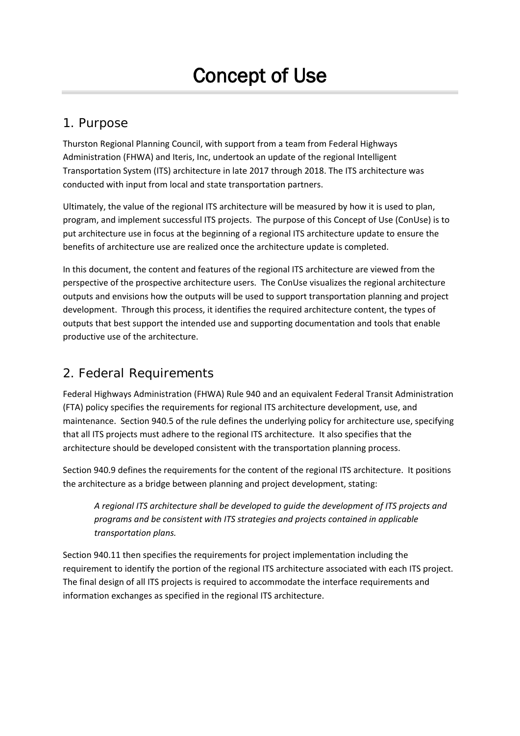# Concept of Use

## 1. Purpose

Thurston Regional Planning Council, with support from a team from Federal Highways Administration (FHWA) and Iteris, Inc, undertook an update of the regional Intelligent Transportation System (ITS) architecture in late 2017 through 2018. The ITS architecture was conducted with input from local and state transportation partners.

Ultimately, the value of the regional ITS architecture will be measured by how it is used to plan, program, and implement successful ITS projects. The purpose of this Concept of Use (ConUse) is to put architecture use in focus at the beginning of a regional ITS architecture update to ensure the benefits of architecture use are realized once the architecture update is completed.

In this document, the content and features of the regional ITS architecture are viewed from the perspective of the prospective architecture users. The ConUse visualizes the regional architecture outputs and envisions how the outputs will be used to support transportation planning and project development. Through this process, it identifies the required architecture content, the types of outputs that best support the intended use and supporting documentation and tools that enable productive use of the architecture.

## 2. Federal Requirements

Federal Highways Administration (FHWA) Rule 940 and an equivalent Federal Transit Administration (FTA) policy specifies the requirements for regional ITS architecture development, use, and maintenance. Section 940.5 of the rule defines the underlying policy for architecture use, specifying that all ITS projects must adhere to the regional ITS architecture. It also specifies that the architecture should be developed consistent with the transportation planning process.

Section 940.9 defines the requirements for the content of the regional ITS architecture. It positions the architecture as a bridge between planning and project development, stating:

> *A regional ITS architecture shall be developed to guide the development of ITS projects and programs and be consistent with ITS strategies and projects contained in applicable transportation plans.*

Section 940.11 then specifies the requirements for project implementation including the requirement to identify the portion of the regional ITS architecture associated with each ITS project. The final design of all ITS projects is required to accommodate the interface requirements and information exchanges as specified in the regional ITS architecture.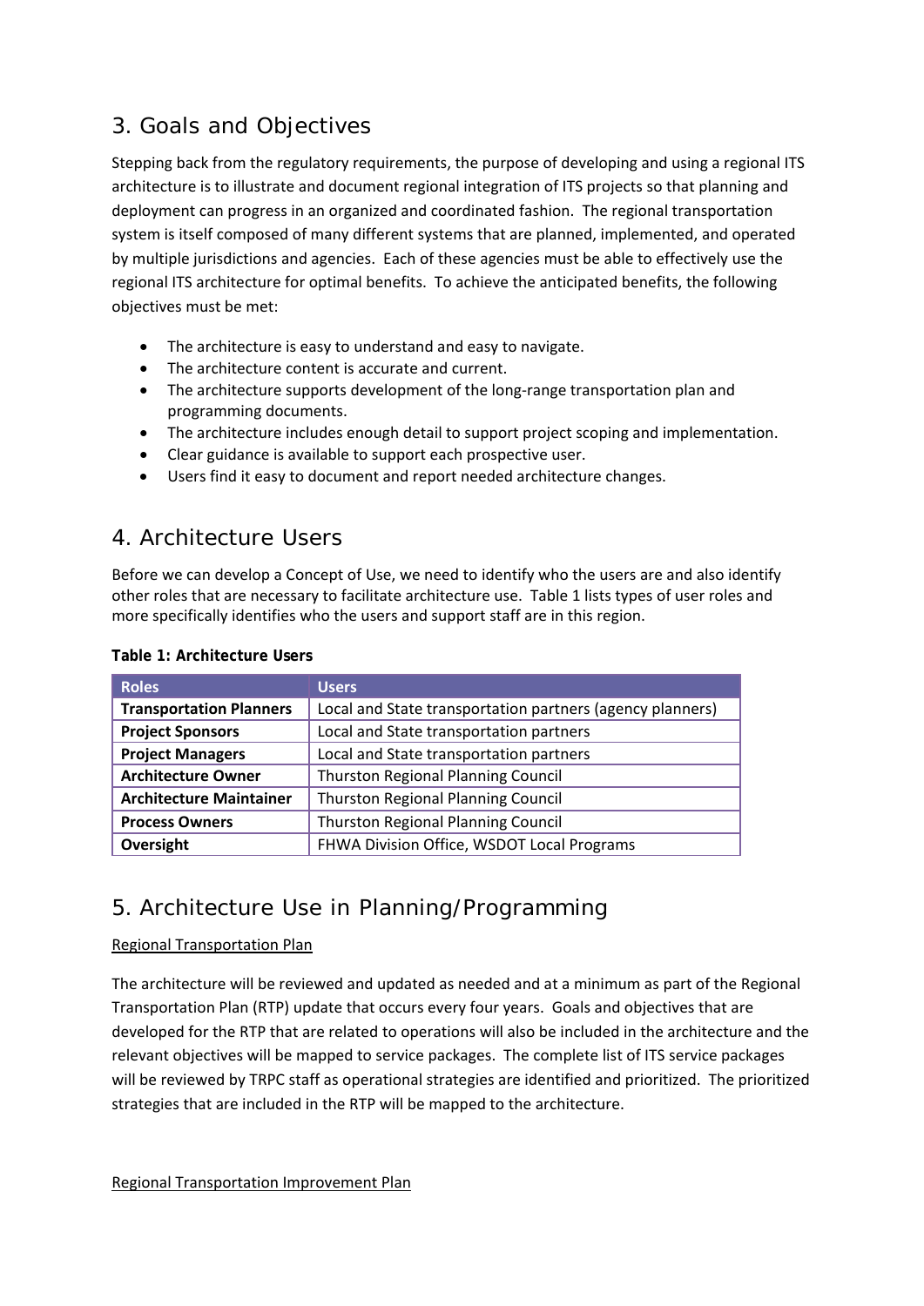## 3. Goals and Objectives

Stepping back from the regulatory requirements, the purpose of developing and using a regional ITS architecture is to illustrate and document regional integration of ITS projects so that planning and deployment can progress in an organized and coordinated fashion. The regional transportation system is itself composed of many different systems that are planned, implemented, and operated by multiple jurisdictions and agencies. Each of these agencies must be able to effectively use the regional ITS architecture for optimal benefits. To achieve the anticipated benefits, the following objectives must be met:

- The architecture is easy to understand and easy to navigate.
- The architecture content is accurate and current.
- The architecture supports development of the long-range transportation plan and programming documents.
- The architecture includes enough detail to support project scoping and implementation.
- Clear guidance is available to support each prospective user.
- Users find it easy to document and report needed architecture changes.

## 4. Architecture Users

Before we can develop a Concept of Use, we need to identify who the users are and also identify other roles that are necessary to facilitate architecture use. Table 1 lists types of user roles and more specifically identifies who the users and support staff are in this region.

**Table 1: Architecture Users**

| Roles | Users |
|---|---|
| **Transportation Planners** | Local and State transportation partners (agency planners) |
| **Project Sponsors** | Local and State transportation partners |
| **Project Managers** | Local and State transportation partners |
| **Architecture Owner** | Thurston Regional Planning Council |
| **Architecture Maintainer** | Thurston Regional Planning Council |
| **Process Owners** | Thurston Regional Planning Council |
| **Oversight** | FHWA Division Office, WSDOT Local Programs |

## 5. Architecture Use in Planning/Programming

Regional Transportation Plan

The architecture will be reviewed and updated as needed and at a minimum as part of the Regional Transportation Plan (RTP) update that occurs every four years. Goals and objectives that are developed for the RTP that are related to operations will also be included in the architecture and the relevant objectives will be mapped to service packages. The complete list of ITS service packages will be reviewed by TRPC staff as operational strategies are identified and prioritized. The prioritized strategies that are included in the RTP will be mapped to the architecture.

Regional Transportation Improvement Plan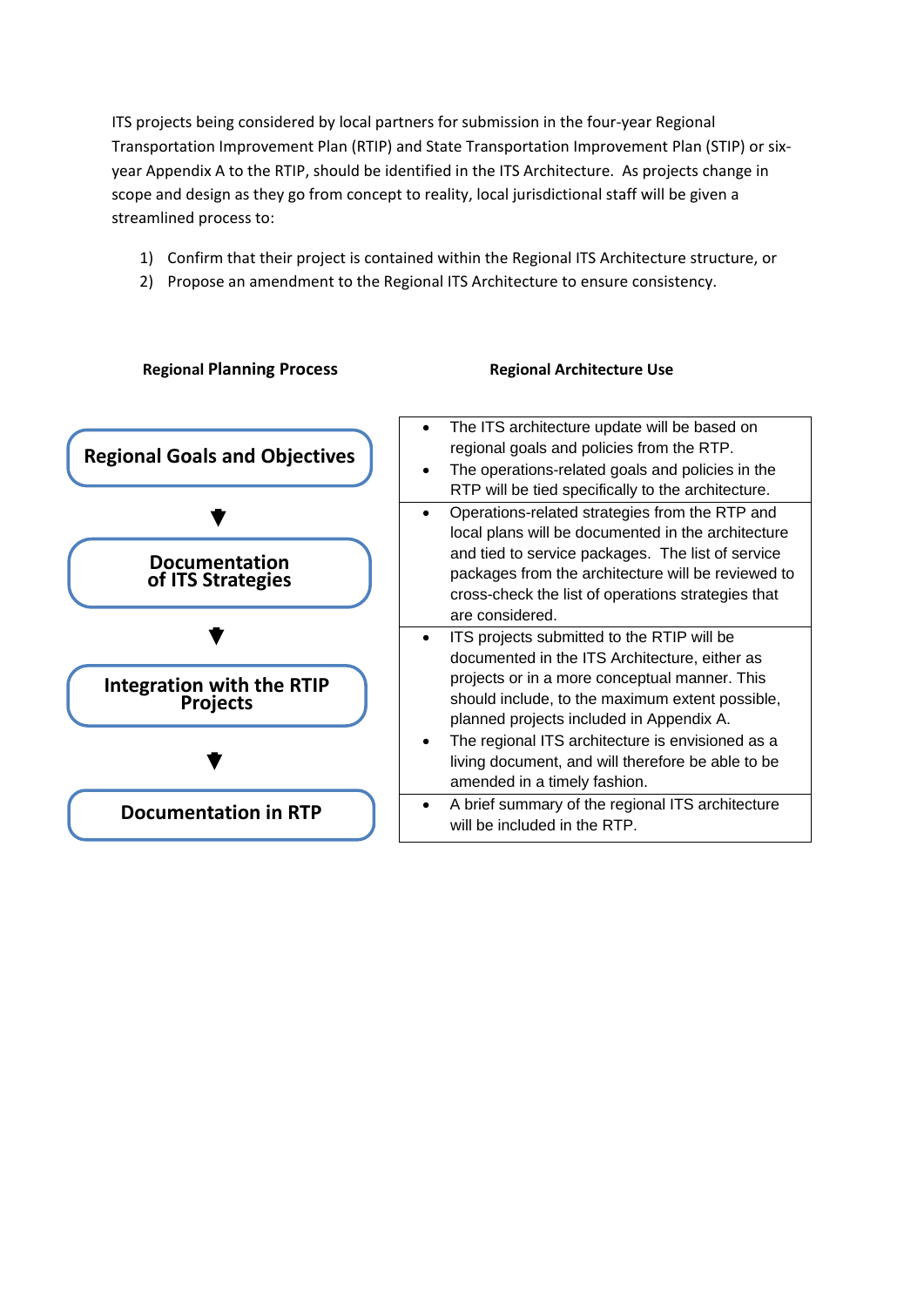ITS projects being considered by local partners for submission in the four-year Regional Transportation Improvement Plan (RTIP) and State Transportation Improvement Plan (STIP) or six-year Appendix A to the RTIP, should be identified in the ITS Architecture. As projects change in scope and design as they go from concept to reality, local jurisdictional staff will be given a streamlined process to:

1) Confirm that their project is contained within the Regional ITS Architecture structure, or
2) Propose an amendment to the Regional ITS Architecture to ensure consistency.

| Regional Planning Process | Regional Architecture Use |
|---|---|
| **Regional Goals and Objectives** ▼ | • The ITS architecture update will be based on regional goals and policies from the RTP.<br>• The operations-related goals and policies in the RTP will be tied specifically to the architecture. |
| **Documentation of ITS Strategies** ▼ | • Operations-related strategies from the RTP and local plans will be documented in the architecture and tied to service packages. The list of service packages from the architecture will be reviewed to cross-check the list of operations strategies that are considered. |
| **Integration with the RTIP Projects** ▼ | • ITS projects submitted to the RTIP will be documented in the ITS Architecture, either as projects or in a more conceptual manner. This should include, to the maximum extent possible, planned projects included in Appendix A.<br>• The regional ITS architecture is envisioned as a living document, and will therefore be able to be amended in a timely fashion. |
| **Documentation in RTP** | • A brief summary of the regional ITS architecture will be included in the RTP. |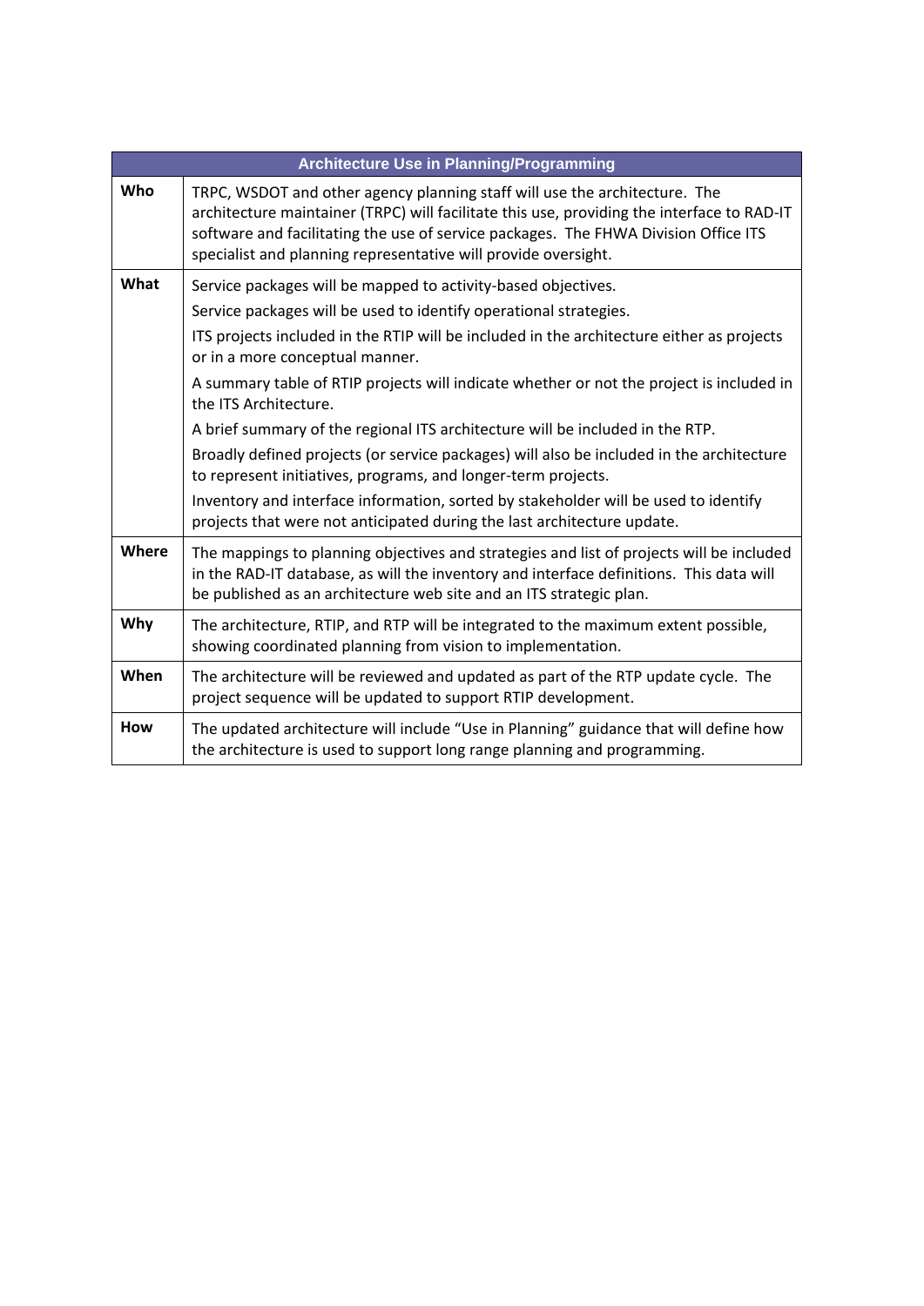| Architecture Use in Planning/Programming | |
|---|---|
| **Who** | TRPC, WSDOT and other agency planning staff will use the architecture. The architecture maintainer (TRPC) will facilitate this use, providing the interface to RAD-IT software and facilitating the use of service packages. The FHWA Division Office ITS specialist and planning representative will provide oversight. |
| **What** | Service packages will be mapped to activity-based objectives.<br>Service packages will be used to identify operational strategies.<br>ITS projects included in the RTIP will be included in the architecture either as projects or in a more conceptual manner.<br>A summary table of RTIP projects will indicate whether or not the project is included in the ITS Architecture.<br>A brief summary of the regional ITS architecture will be included in the RTP.<br>Broadly defined projects (or service packages) will also be included in the architecture to represent initiatives, programs, and longer-term projects.<br>Inventory and interface information, sorted by stakeholder will be used to identify projects that were not anticipated during the last architecture update. |
| **Where** | The mappings to planning objectives and strategies and list of projects will be included in the RAD-IT database, as will the inventory and interface definitions. This data will be published as an architecture web site and an ITS strategic plan. |
| **Why** | The architecture, RTIP, and RTP will be integrated to the maximum extent possible, showing coordinated planning from vision to implementation. |
| **When** | The architecture will be reviewed and updated as part of the RTP update cycle. The project sequence will be updated to support RTIP development. |
| **How** | The updated architecture will include "Use in Planning" guidance that will define how the architecture is used to support long range planning and programming. |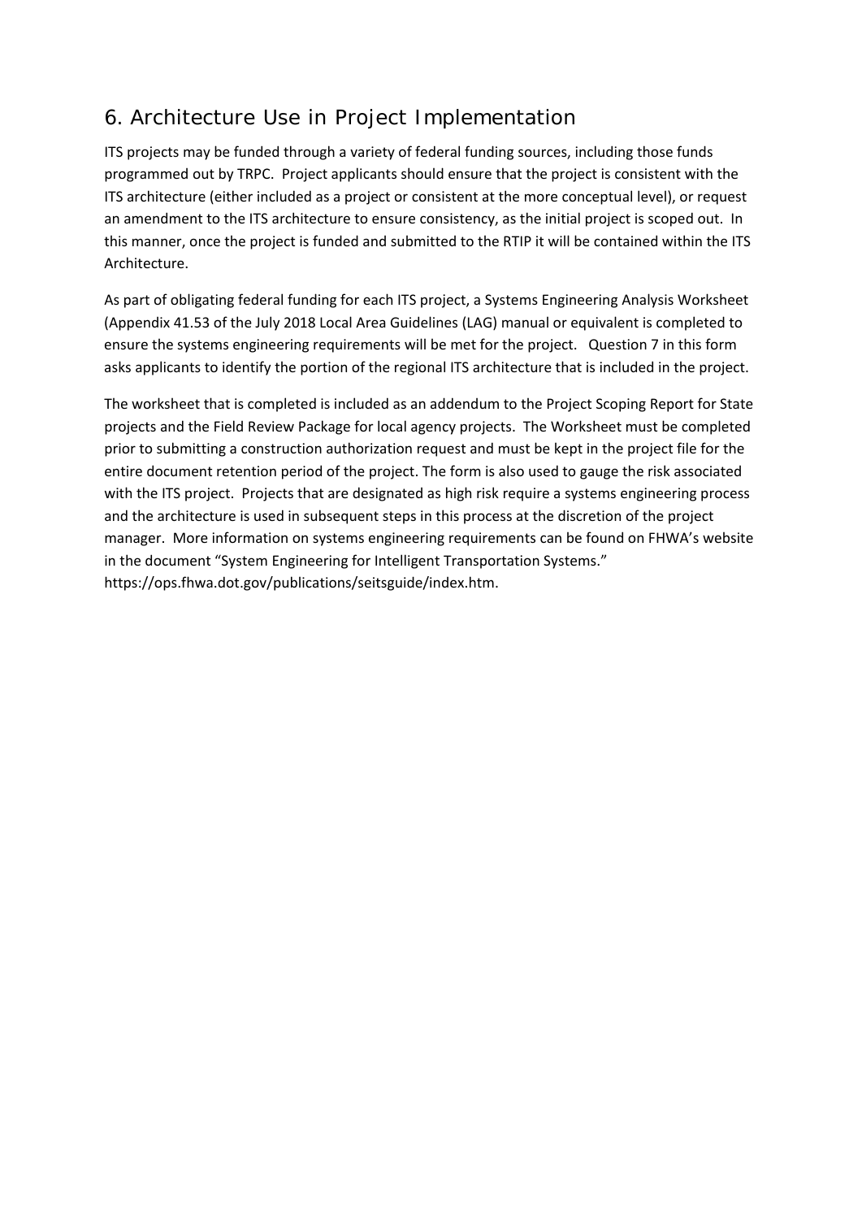## 6. Architecture Use in Project Implementation

ITS projects may be funded through a variety of federal funding sources, including those funds programmed out by TRPC. Project applicants should ensure that the project is consistent with the ITS architecture (either included as a project or consistent at the more conceptual level), or request an amendment to the ITS architecture to ensure consistency, as the initial project is scoped out. In this manner, once the project is funded and submitted to the RTIP it will be contained within the ITS Architecture.

As part of obligating federal funding for each ITS project, a Systems Engineering Analysis Worksheet (Appendix 41.53 of the July 2018 Local Area Guidelines (LAG) manual or equivalent is completed to ensure the systems engineering requirements will be met for the project. Question 7 in this form asks applicants to identify the portion of the regional ITS architecture that is included in the project.

The worksheet that is completed is included as an addendum to the Project Scoping Report for State projects and the Field Review Package for local agency projects. The Worksheet must be completed prior to submitting a construction authorization request and must be kept in the project file for the entire document retention period of the project. The form is also used to gauge the risk associated with the ITS project. Projects that are designated as high risk require a systems engineering process and the architecture is used in subsequent steps in this process at the discretion of the project manager. More information on systems engineering requirements can be found on FHWA's website in the document "System Engineering for Intelligent Transportation Systems." https://ops.fhwa.dot.gov/publications/seitsguide/index.htm.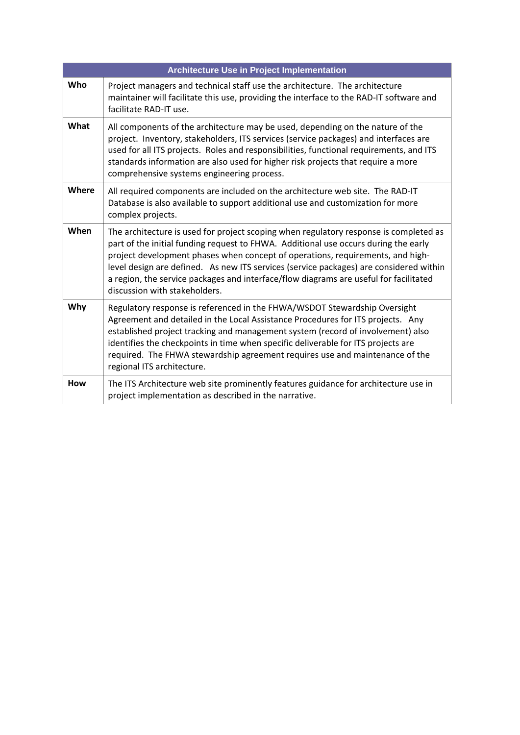| Architecture Use in Project Implementation | |
|---|---|
| **Who** | Project managers and technical staff use the architecture. The architecture maintainer will facilitate this use, providing the interface to the RAD-IT software and facilitate RAD-IT use. |
| **What** | All components of the architecture may be used, depending on the nature of the project. Inventory, stakeholders, ITS services (service packages) and interfaces are used for all ITS projects. Roles and responsibilities, functional requirements, and ITS standards information are also used for higher risk projects that require a more comprehensive systems engineering process. |
| **Where** | All required components are included on the architecture web site. The RAD-IT Database is also available to support additional use and customization for more complex projects. |
| **When** | The architecture is used for project scoping when regulatory response is completed as part of the initial funding request to FHWA. Additional use occurs during the early project development phases when concept of operations, requirements, and high-level design are defined. As new ITS services (service packages) are considered within a region, the service packages and interface/flow diagrams are useful for facilitated discussion with stakeholders. |
| **Why** | Regulatory response is referenced in the FHWA/WSDOT Stewardship Oversight Agreement and detailed in the Local Assistance Procedures for ITS projects. Any established project tracking and management system (record of involvement) also identifies the checkpoints in time when specific deliverable for ITS projects are required. The FHWA stewardship agreement requires use and maintenance of the regional ITS architecture. |
| **How** | The ITS Architecture web site prominently features guidance for architecture use in project implementation as described in the narrative. |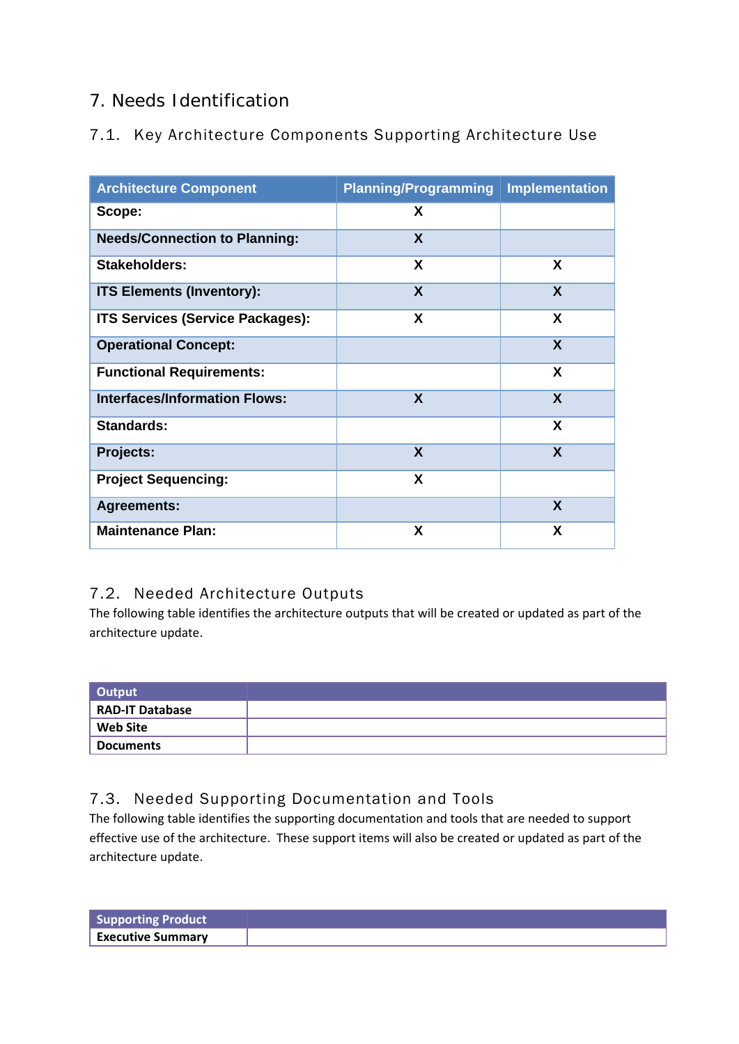# 7. Needs Identification

## 7.1. Key Architecture Components Supporting Architecture Use

| Architecture Component | Planning/Programming | Implementation |
|---|---|---|
| **Scope:** | X | |
| **Needs/Connection to Planning:** | X | |
| **Stakeholders:** | X | X |
| **ITS Elements (Inventory):** | X | X |
| **ITS Services (Service Packages):** | X | X |
| **Operational Concept:** | | X |
| **Functional Requirements:** | | X |
| **Interfaces/Information Flows:** | X | X |
| **Standards:** | | X |
| **Projects:** | X | X |
| **Project Sequencing:** | X | |
| **Agreements:** | | X |
| **Maintenance Plan:** | X | X |

## 7.2. Needed Architecture Outputs

The following table identifies the architecture outputs that will be created or updated as part of the architecture update.

| Output | |
|---|---|
| **RAD-IT Database** | |
| **Web Site** | |
| **Documents** | |

## 7.3. Needed Supporting Documentation and Tools

The following table identifies the supporting documentation and tools that are needed to support effective use of the architecture. These support items will also be created or updated as part of the architecture update.

| Supporting Product | |
|---|---|
| **Executive Summary** | |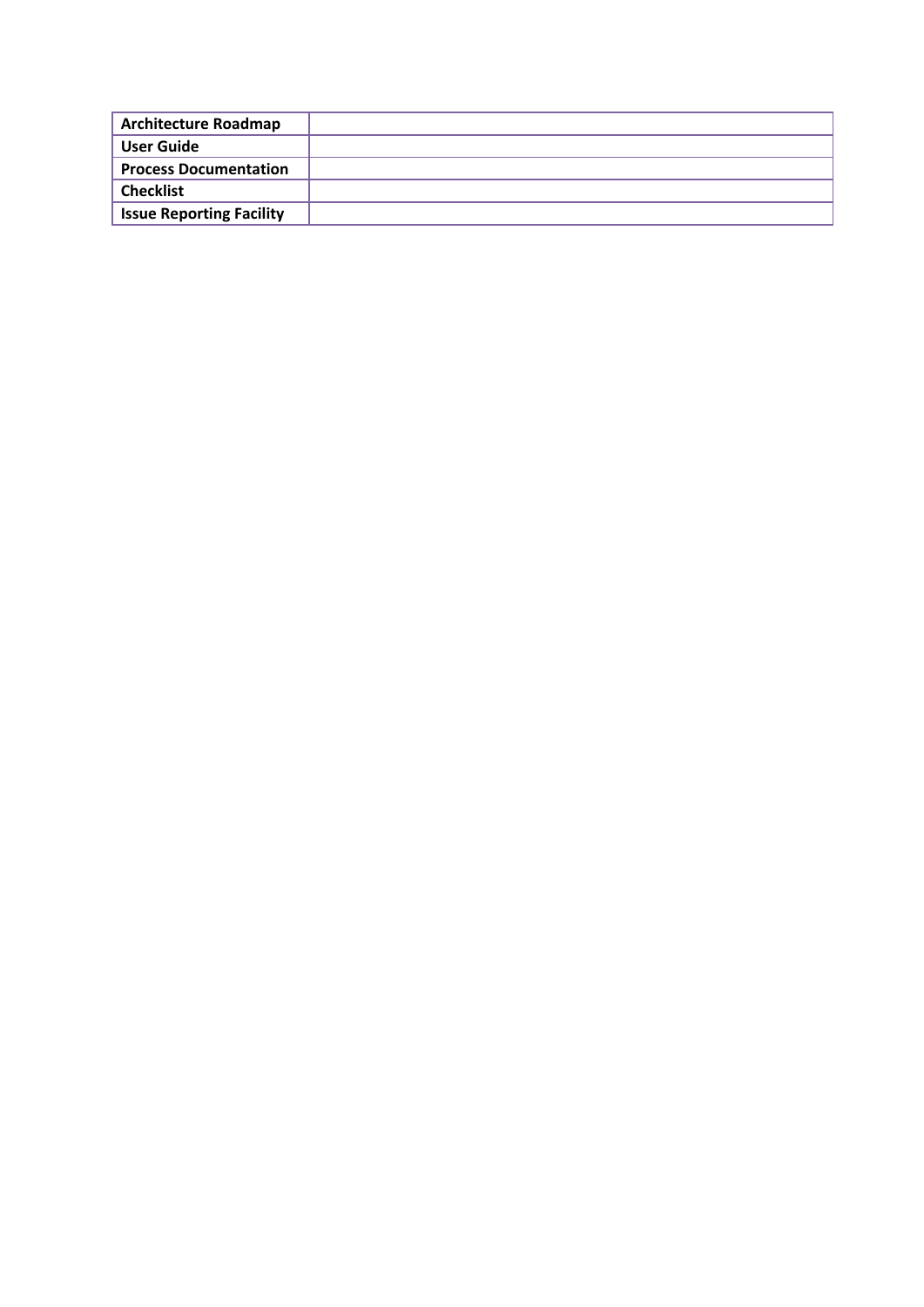| | |
|---|---|
| **Architecture Roadmap** | |
| **User Guide** | |
| **Process Documentation** | |
| **Checklist** | |
| **Issue Reporting Facility** | |